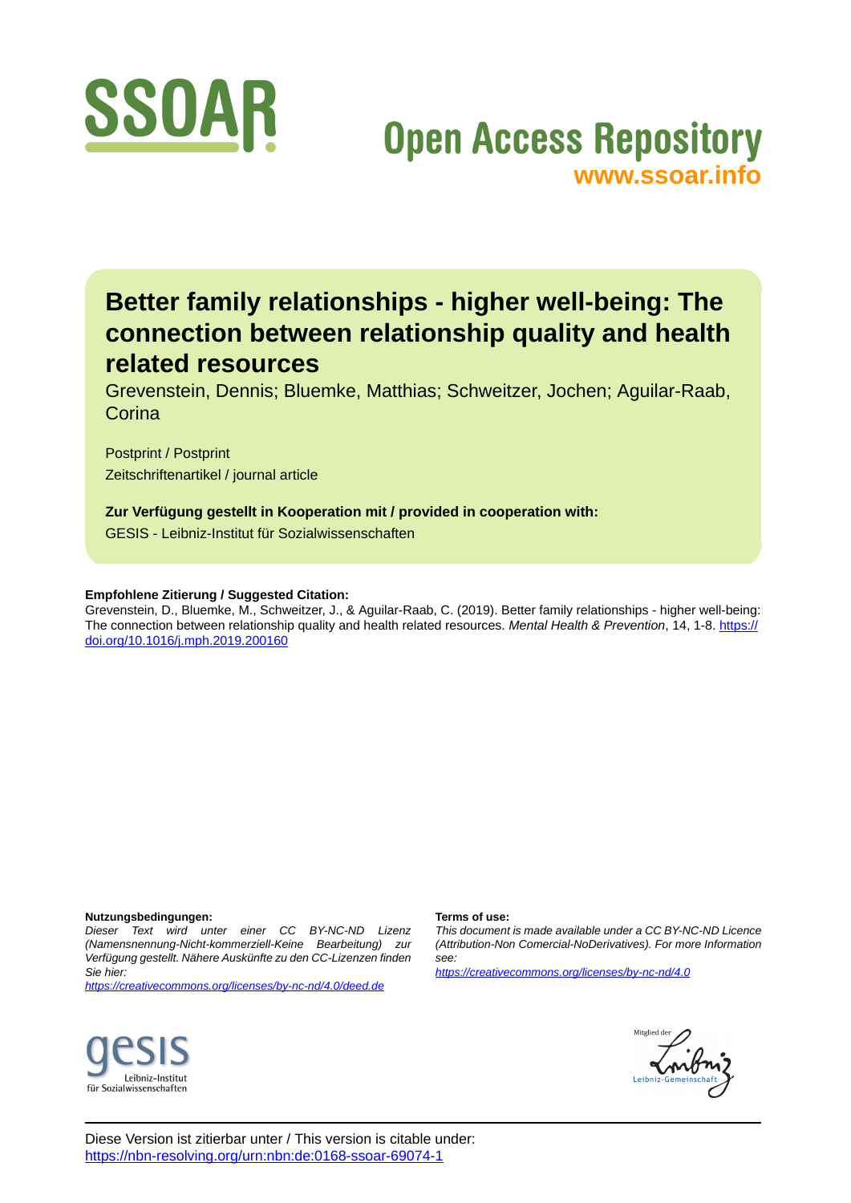SSOAR

Open Access Repository
www.ssoar.info

# Better family relationships - higher well-being: The connection between relationship quality and health related resources

Grevenstein, Dennis; Bluemke, Matthias; Schweitzer, Jochen; Aguilar-Raab, Corina

Postprint / Postprint
Zeitschriftenartikel / journal article

**Zur Verfügung gestellt in Kooperation mit / provided in cooperation with:**
GESIS - Leibniz-Institut für Sozialwissenschaften

**Empfohlene Zitierung / Suggested Citation:**
Grevenstein, D., Bluemke, M., Schweitzer, J., & Aguilar-Raab, C. (2019). Better family relationships - higher well-being: The connection between relationship quality and health related resources. *Mental Health & Prevention*, 14, 1-8. https://doi.org/10.1016/j.mph.2019.200160

**Nutzungsbedingungen:**
*Dieser Text wird unter einer CC BY-NC-ND Lizenz (Namensnennung-Nicht-kommerziell-Keine Bearbeitung) zur Verfügung gestellt. Nähere Auskünfte zu den CC-Lizenzen finden Sie hier:*
*https://creativecommons.org/licenses/by-nc-nd/4.0/deed.de*

**Terms of use:**
*This document is made available under a CC BY-NC-ND Licence (Attribution-Non Comercial-NoDerivatives). For more Information see:*
*https://creativecommons.org/licenses/by-nc-nd/4.0*

gesis Leibniz-Institut für Sozialwissenschaften

Mitglied der Leibniz-Gemeinschaft

Diese Version ist zitierbar unter / This version is citable under:
https://nbn-resolving.org/urn:nbn:de:0168-ssoar-69074-1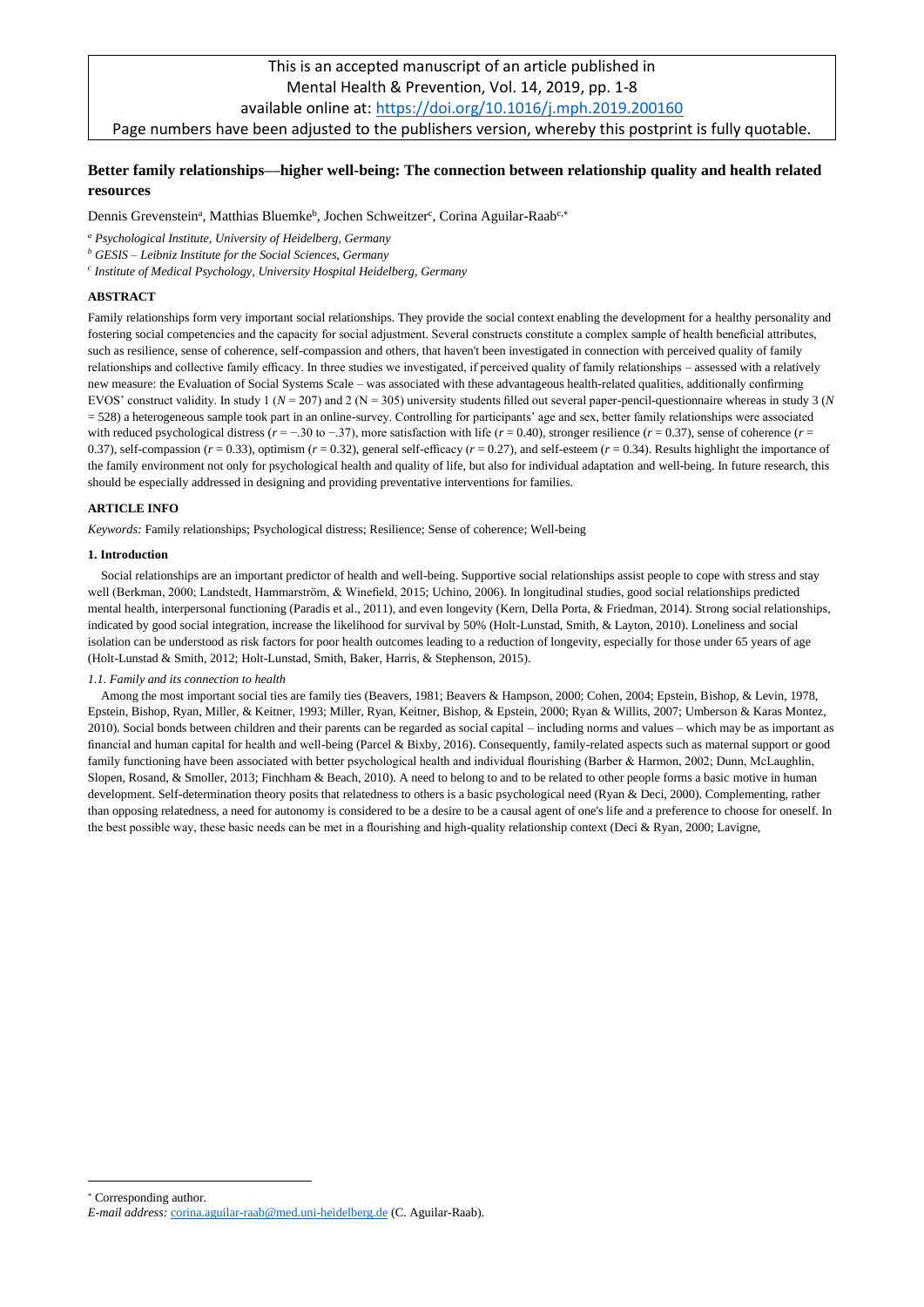This is an accepted manuscript of an article published in Mental Health & Prevention, Vol. 14, 2019, pp. 1-8 available online at: https://doi.org/10.1016/j.mph.2019.200160
Page numbers have been adjusted to the publishers version, whereby this postprint is fully quotable.

# Better family relationships—higher well-being: The connection between relationship quality and health related resources

Dennis Grevenstein[a], Matthias Bluemke[b], Jochen Schweitzer[c], Corina Aguilar-Raab[c,*]

[a] *Psychological Institute, University of Heidelberg, Germany*

[b] *GESIS – Leibniz Institute for the Social Sciences, Germany*

[c] *Institute of Medical Psychology, University Hospital Heidelberg, Germany*

**ABSTRACT**

Family relationships form very important social relationships. They provide the social context enabling the development for a healthy personality and fostering social competencies and the capacity for social adjustment. Several constructs constitute a complex sample of health beneficial attributes, such as resilience, sense of coherence, self-compassion and others, that haven't been investigated in connection with perceived quality of family relationships and collective family efficacy. In three studies we investigated, if perceived quality of family relationships – assessed with a relatively new measure: the Evaluation of Social Systems Scale – was associated with these advantageous health-related qualities, additionally confirming EVOS' construct validity. In study 1 ($N$ = 207) and 2 (N = 305) university students filled out several paper-pencil-questionnaire whereas in study 3 ($N$ = 528) a heterogeneous sample took part in an online-survey. Controlling for participants' age and sex, better family relationships were associated with reduced psychological distress ($r$ = −.30 to −.37), more satisfaction with life ($r$ = 0.40), stronger resilience ($r$ = 0.37), sense of coherence ($r$ = 0.37), self-compassion ($r$ = 0.33), optimism ($r$ = 0.32), general self-efficacy ($r$ = 0.27), and self-esteem ($r$ = 0.34). Results highlight the importance of the family environment not only for psychological health and quality of life, but also for individual adaptation and well-being. In future research, this should be especially addressed in designing and providing preventative interventions for families.

**ARTICLE INFO**

*Keywords:* Family relationships; Psychological distress; Resilience; Sense of coherence; Well-being

**1. Introduction**

Social relationships are an important predictor of health and well-being. Supportive social relationships assist people to cope with stress and stay well (Berkman, 2000; Landstedt, Hammarström, & Winefield, 2015; Uchino, 2006). In longitudinal studies, good social relationships predicted mental health, interpersonal functioning (Paradis et al., 2011), and even longevity (Kern, Della Porta, & Friedman, 2014). Strong social relationships, indicated by good social integration, increase the likelihood for survival by 50% (Holt-Lunstad, Smith, & Layton, 2010). Loneliness and social isolation can be understood as risk factors for poor health outcomes leading to a reduction of longevity, especially for those under 65 years of age (Holt-Lunstad & Smith, 2012; Holt-Lunstad, Smith, Baker, Harris, & Stephenson, 2015).

*1.1. Family and its connection to health*

Among the most important social ties are family ties (Beavers, 1981; Beavers & Hampson, 2000; Cohen, 2004; Epstein, Bishop, & Levin, 1978, Epstein, Bishop, Ryan, Miller, & Keitner, 1993; Miller, Ryan, Keitner, Bishop, & Epstein, 2000; Ryan & Willits, 2007; Umberson & Karas Montez, 2010). Social bonds between children and their parents can be regarded as social capital – including norms and values – which may be as important as financial and human capital for health and well-being (Parcel & Bixby, 2016). Consequently, family-related aspects such as maternal support or good family functioning have been associated with better psychological health and individual flourishing (Barber & Harmon, 2002; Dunn, McLaughlin, Slopen, Rosand, & Smoller, 2013; Finchham & Beach, 2010). A need to belong to and to be related to other people forms a basic motive in human development. Self-determination theory posits that relatedness to others is a basic psychological need (Ryan & Deci, 2000). Complementing, rather than opposing relatedness, a need for autonomy is considered to be a desire to be a causal agent of one's life and a preference to choose for oneself. In the best possible way, these basic needs can be met in a flourishing and high-quality relationship context (Deci & Ryan, 2000; Lavigne,

* Corresponding author.
*E-mail address:* corina.aguilar-raab@med.uni-heidelberg.de (C. Aguilar-Raab).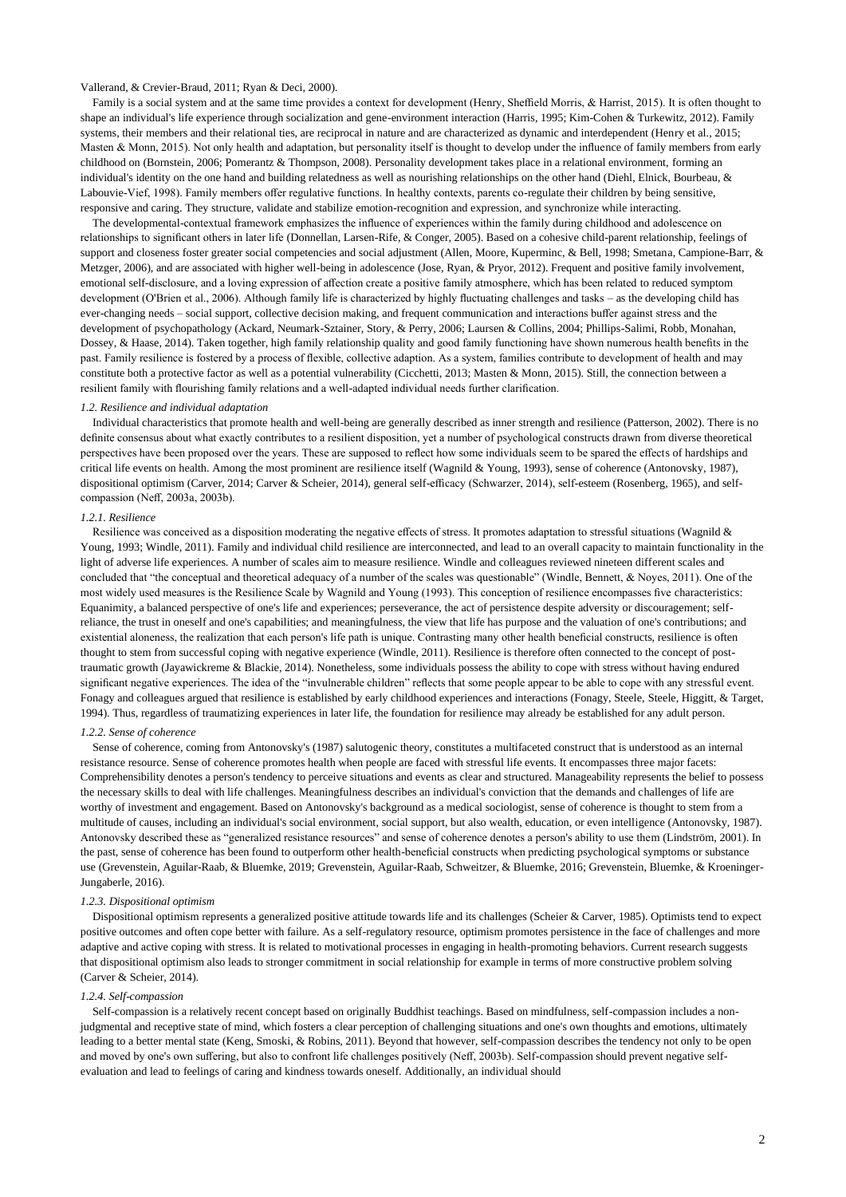Vallerand, & Crevier-Braud, 2011; Ryan & Deci, 2000).

Family is a social system and at the same time provides a context for development (Henry, Sheffield Morris, & Harrist, 2015). It is often thought to shape an individual's life experience through socialization and gene-environment interaction (Harris, 1995; Kim-Cohen & Turkewitz, 2012). Family systems, their members and their relational ties, are reciprocal in nature and are characterized as dynamic and interdependent (Henry et al., 2015; Masten & Monn, 2015). Not only health and adaptation, but personality itself is thought to develop under the influence of family members from early childhood on (Bornstein, 2006; Pomerantz & Thompson, 2008). Personality development takes place in a relational environment, forming an individual's identity on the one hand and building relatedness as well as nourishing relationships on the other hand (Diehl, Elnick, Bourbeau, & Labouvie-Vief, 1998). Family members offer regulative functions. In healthy contexts, parents co-regulate their children by being sensitive, responsive and caring. They structure, validate and stabilize emotion-recognition and expression, and synchronize while interacting.

The developmental-contextual framework emphasizes the influence of experiences within the family during childhood and adolescence on relationships to significant others in later life (Donnellan, Larsen-Rife, & Conger, 2005). Based on a cohesive child-parent relationship, feelings of support and closeness foster greater social competencies and social adjustment (Allen, Moore, Kuperminc, & Bell, 1998; Smetana, Campione-Barr, & Metzger, 2006), and are associated with higher well-being in adolescence (Jose, Ryan, & Pryor, 2012). Frequent and positive family involvement, emotional self-disclosure, and a loving expression of affection create a positive family atmosphere, which has been related to reduced symptom development (O'Brien et al., 2006). Although family life is characterized by highly fluctuating challenges and tasks – as the developing child has ever-changing needs – social support, collective decision making, and frequent communication and interactions buffer against stress and the development of psychopathology (Ackard, Neumark-Sztainer, Story, & Perry, 2006; Laursen & Collins, 2004; Phillips-Salimi, Robb, Monahan, Dossey, & Haase, 2014). Taken together, high family relationship quality and good family functioning have shown numerous health benefits in the past. Family resilience is fostered by a process of flexible, collective adaption. As a system, families contribute to development of health and may constitute both a protective factor as well as a potential vulnerability (Cicchetti, 2013; Masten & Monn, 2015). Still, the connection between a resilient family with flourishing family relations and a well-adapted individual needs further clarification.

### *1.2. Resilience and individual adaptation*

Individual characteristics that promote health and well-being are generally described as inner strength and resilience (Patterson, 2002). There is no definite consensus about what exactly contributes to a resilient disposition, yet a number of psychological constructs drawn from diverse theoretical perspectives have been proposed over the years. These are supposed to reflect how some individuals seem to be spared the effects of hardships and critical life events on health. Among the most prominent are resilience itself (Wagnild & Young, 1993), sense of coherence (Antonovsky, 1987), dispositional optimism (Carver, 2014; Carver & Scheier, 2014), general self-efficacy (Schwarzer, 2014), self-esteem (Rosenberg, 1965), and self-compassion (Neff, 2003a, 2003b).

#### *1.2.1. Resilience*

Resilience was conceived as a disposition moderating the negative effects of stress. It promotes adaptation to stressful situations (Wagnild & Young, 1993; Windle, 2011). Family and individual child resilience are interconnected, and lead to an overall capacity to maintain functionality in the light of adverse life experiences. A number of scales aim to measure resilience. Windle and colleagues reviewed nineteen different scales and concluded that "the conceptual and theoretical adequacy of a number of the scales was questionable" (Windle, Bennett, & Noyes, 2011). One of the most widely used measures is the Resilience Scale by Wagnild and Young (1993). This conception of resilience encompasses five characteristics: Equanimity, a balanced perspective of one's life and experiences; perseverance, the act of persistence despite adversity or discouragement; self-reliance, the trust in oneself and one's capabilities; and meaningfulness, the view that life has purpose and the valuation of one's contributions; and existential aloneness, the realization that each person's life path is unique. Contrasting many other health beneficial constructs, resilience is often thought to stem from successful coping with negative experience (Windle, 2011). Resilience is therefore often connected to the concept of post-traumatic growth (Jayawickreme & Blackie, 2014). Nonetheless, some individuals possess the ability to cope with stress without having endured significant negative experiences. The idea of the "invulnerable children" reflects that some people appear to be able to cope with any stressful event. Fonagy and colleagues argued that resilience is established by early childhood experiences and interactions (Fonagy, Steele, Steele, Higgitt, & Target, 1994). Thus, regardless of traumatizing experiences in later life, the foundation for resilience may already be established for any adult person.

#### *1.2.2. Sense of coherence*

Sense of coherence, coming from Antonovsky's (1987) salutogenic theory, constitutes a multifaceted construct that is understood as an internal resistance resource. Sense of coherence promotes health when people are faced with stressful life events. It encompasses three major facets: Comprehensibility denotes a person's tendency to perceive situations and events as clear and structured. Manageability represents the belief to possess the necessary skills to deal with life challenges. Meaningfulness describes an individual's conviction that the demands and challenges of life are worthy of investment and engagement. Based on Antonovsky's background as a medical sociologist, sense of coherence is thought to stem from a multitude of causes, including an individual's social environment, social support, but also wealth, education, or even intelligence (Antonovsky, 1987). Antonovsky described these as "generalized resistance resources" and sense of coherence denotes a person's ability to use them (Lindström, 2001). In the past, sense of coherence has been found to outperform other health-beneficial constructs when predicting psychological symptoms or substance use (Grevenstein, Aguilar-Raab, & Bluemke, 2019; Grevenstein, Aguilar-Raab, Schweitzer, & Bluemke, 2016; Grevenstein, Bluemke, & Kroeninger-Jungaberle, 2016).

#### *1.2.3. Dispositional optimism*

Dispositional optimism represents a generalized positive attitude towards life and its challenges (Scheier & Carver, 1985). Optimists tend to expect positive outcomes and often cope better with failure. As a self-regulatory resource, optimism promotes persistence in the face of challenges and more adaptive and active coping with stress. It is related to motivational processes in engaging in health-promoting behaviors. Current research suggests that dispositional optimism also leads to stronger commitment in social relationship for example in terms of more constructive problem solving (Carver & Scheier, 2014).

#### *1.2.4. Self-compassion*

Self-compassion is a relatively recent concept based on originally Buddhist teachings. Based on mindfulness, self-compassion includes a non-judgmental and receptive state of mind, which fosters a clear perception of challenging situations and one's own thoughts and emotions, ultimately leading to a better mental state (Keng, Smoski, & Robins, 2011). Beyond that however, self-compassion describes the tendency not only to be open and moved by one's own suffering, but also to confront life challenges positively (Neff, 2003b). Self-compassion should prevent negative self-evaluation and lead to feelings of caring and kindness towards oneself. Additionally, an individual should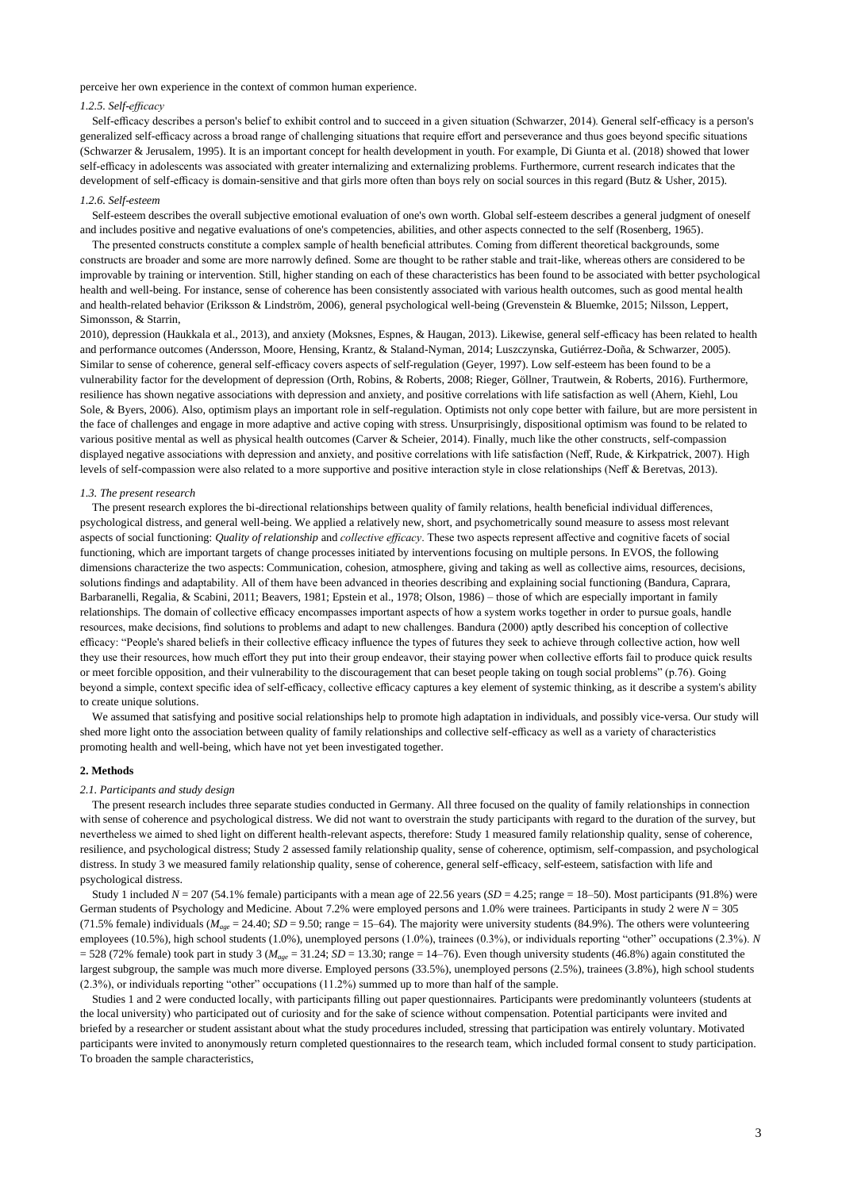perceive her own experience in the context of common human experience.

### *1.2.5. Self-efficacy*

Self-efficacy describes a person's belief to exhibit control and to succeed in a given situation (Schwarzer, 2014). General self-efficacy is a person's generalized self-efficacy across a broad range of challenging situations that require effort and perseverance and thus goes beyond specific situations (Schwarzer & Jerusalem, 1995). It is an important concept for health development in youth. For example, Di Giunta et al. (2018) showed that lower self-efficacy in adolescents was associated with greater internalizing and externalizing problems. Furthermore, current research indicates that the development of self-efficacy is domain-sensitive and that girls more often than boys rely on social sources in this regard (Butz & Usher, 2015).

### *1.2.6. Self-esteem*

Self-esteem describes the overall subjective emotional evaluation of one's own worth. Global self-esteem describes a general judgment of oneself and includes positive and negative evaluations of one's competencies, abilities, and other aspects connected to the self (Rosenberg, 1965).

The presented constructs constitute a complex sample of health beneficial attributes. Coming from different theoretical backgrounds, some constructs are broader and some are more narrowly defined. Some are thought to be rather stable and trait-like, whereas others are considered to be improvable by training or intervention. Still, higher standing on each of these characteristics has been found to be associated with better psychological health and well-being. For instance, sense of coherence has been consistently associated with various health outcomes, such as good mental health and health-related behavior (Eriksson & Lindström, 2006), general psychological well-being (Grevenstein & Bluemke, 2015; Nilsson, Leppert, Simonsson, & Starrin, 2010), depression (Haukkala et al., 2013), and anxiety (Moksnes, Espnes, & Haugan, 2013). Likewise, general self-efficacy has been related to health and performance outcomes (Andersson, Moore, Hensing, Krantz, & Staland-Nyman, 2014; Luszczynska, Gutiérrez-Doña, & Schwarzer, 2005). Similar to sense of coherence, general self-efficacy covers aspects of self-regulation (Geyer, 1997). Low self-esteem has been found to be a vulnerability factor for the development of depression (Orth, Robins, & Roberts, 2008; Rieger, Göllner, Trautwein, & Roberts, 2016). Furthermore, resilience has shown negative associations with depression and anxiety, and positive correlations with life satisfaction as well (Ahern, Kiehl, Lou Sole, & Byers, 2006). Also, optimism plays an important role in self-regulation. Optimists not only cope better with failure, but are more persistent in the face of challenges and engage in more adaptive and active coping with stress. Unsurprisingly, dispositional optimism was found to be related to various positive mental as well as physical health outcomes (Carver & Scheier, 2014). Finally, much like the other constructs, self-compassion displayed negative associations with depression and anxiety, and positive correlations with life satisfaction (Neff, Rude, & Kirkpatrick, 2007). High levels of self-compassion were also related to a more supportive and positive interaction style in close relationships (Neff & Beretvas, 2013).

### *1.3. The present research*

The present research explores the bi-directional relationships between quality of family relations, health beneficial individual differences, psychological distress, and general well-being. We applied a relatively new, short, and psychometrically sound measure to assess most relevant aspects of social functioning: *Quality of relationship* and *collective efficacy*. These two aspects represent affective and cognitive facets of social functioning, which are important targets of change processes initiated by interventions focusing on multiple persons. In EVOS, the following dimensions characterize the two aspects: Communication, cohesion, atmosphere, giving and taking as well as collective aims, resources, decisions, solutions findings and adaptability. All of them have been advanced in theories describing and explaining social functioning (Bandura, Caprara, Barbaranelli, Regalia, & Scabini, 2011; Beavers, 1981; Epstein et al., 1978; Olson, 1986) – those of which are especially important in family relationships. The domain of collective efficacy encompasses important aspects of how a system works together in order to pursue goals, handle resources, make decisions, find solutions to problems and adapt to new challenges. Bandura (2000) aptly described his conception of collective efficacy: "People's shared beliefs in their collective efficacy influence the types of futures they seek to achieve through collective action, how well they use their resources, how much effort they put into their group endeavor, their staying power when collective efforts fail to produce quick results or meet forcible opposition, and their vulnerability to the discouragement that can beset people taking on tough social problems" (p.76). Going beyond a simple, context specific idea of self-efficacy, collective efficacy captures a key element of systemic thinking, as it describe a system's ability to create unique solutions.

We assumed that satisfying and positive social relationships help to promote high adaptation in individuals, and possibly vice-versa. Our study will shed more light onto the association between quality of family relationships and collective self-efficacy as well as a variety of characteristics promoting health and well-being, which have not yet been investigated together.

## 2. Methods

### *2.1. Participants and study design*

The present research includes three separate studies conducted in Germany. All three focused on the quality of family relationships in connection with sense of coherence and psychological distress. We did not want to overstrain the study participants with regard to the duration of the survey, but nevertheless we aimed to shed light on different health-relevant aspects, therefore: Study 1 measured family relationship quality, sense of coherence, resilience, and psychological distress; Study 2 assessed family relationship quality, sense of coherence, optimism, self-compassion, and psychological distress. In study 3 we measured family relationship quality, sense of coherence, general self-efficacy, self-esteem, satisfaction with life and psychological distress.

Study 1 included $N = 207$ (54.1% female) participants with a mean age of 22.56 years ($SD = 4.25$; range = 18–50). Most participants (91.8%) were German students of Psychology and Medicine. About 7.2% were employed persons and 1.0% were trainees. Participants in study 2 were $N = 305$ (71.5% female) individuals ($M_{age} = 24.40$; $SD = 9.50$; range = 15–64). The majority were university students (84.9%). The others were volunteering employees (10.5%), high school students (1.0%), unemployed persons (1.0%), trainees (0.3%), or individuals reporting "other" occupations (2.3%). $N = 528$ (72% female) took part in study 3 ($M_{age} = 31.24$; $SD = 13.30$; range = 14–76). Even though university students (46.8%) again constituted the largest subgroup, the sample was much more diverse. Employed persons (33.5%), unemployed persons (2.5%), trainees (3.8%), high school students (2.3%), or individuals reporting "other" occupations (11.2%) summed up to more than half of the sample.

Studies 1 and 2 were conducted locally, with participants filling out paper questionnaires. Participants were predominantly volunteers (students at the local university) who participated out of curiosity and for the sake of science without compensation. Potential participants were invited and briefed by a researcher or student assistant about what the study procedures included, stressing that participation was entirely voluntary. Motivated participants were invited to anonymously return completed questionnaires to the research team, which included formal consent to study participation. To broaden the sample characteristics,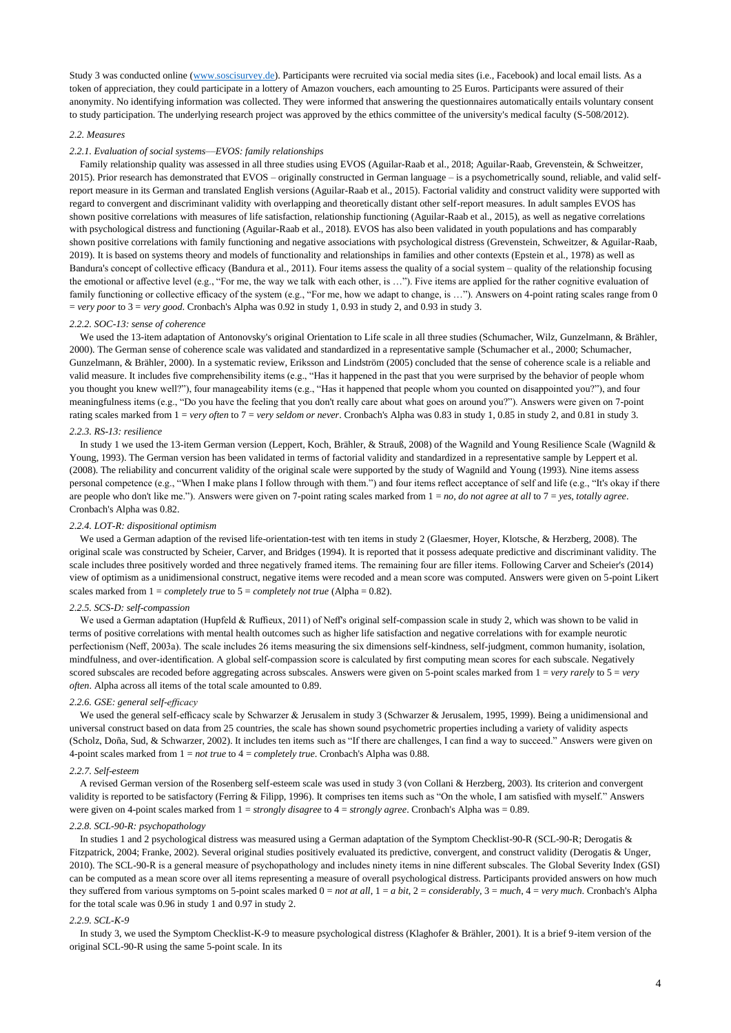Study 3 was conducted online (www.soscisurvey.de). Participants were recruited via social media sites (i.e., Facebook) and local email lists. As a token of appreciation, they could participate in a lottery of Amazon vouchers, each amounting to 25 Euros. Participants were assured of their anonymity. No identifying information was collected. They were informed that answering the questionnaires automatically entails voluntary consent to study participation. The underlying research project was approved by the ethics committee of the university's medical faculty (S-508/2012).

### *2.2. Measures*

#### *2.2.1. Evaluation of social systems—EVOS: family relationships*

Family relationship quality was assessed in all three studies using EVOS (Aguilar-Raab et al., 2018; Aguilar-Raab, Grevenstein, & Schweitzer, 2015). Prior research has demonstrated that EVOS – originally constructed in German language – is a psychometrically sound, reliable, and valid self-report measure in its German and translated English versions (Aguilar-Raab et al., 2015). Factorial validity and construct validity were supported with regard to convergent and discriminant validity with overlapping and theoretically distant other self-report measures. In adult samples EVOS has shown positive correlations with measures of life satisfaction, relationship functioning (Aguilar-Raab et al., 2015), as well as negative correlations with psychological distress and functioning (Aguilar-Raab et al., 2018). EVOS has also been validated in youth populations and has comparably shown positive correlations with family functioning and negative associations with psychological distress (Grevenstein, Schweitzer, & Aguilar-Raab, 2019). It is based on systems theory and models of functionality and relationships in families and other contexts (Epstein et al., 1978) as well as Bandura's concept of collective efficacy (Bandura et al., 2011). Four items assess the quality of a social system – quality of the relationship focusing the emotional or affective level (e.g., "For me, the way we talk with each other, is …"). Five items are applied for the rather cognitive evaluation of family functioning or collective efficacy of the system (e.g., "For me, how we adapt to change, is …"). Answers on 4-point rating scales range from 0 = *very poor* to 3 = *very good*. Cronbach's Alpha was 0.92 in study 1, 0.93 in study 2, and 0.93 in study 3.

#### *2.2.2. SOC-13: sense of coherence*

We used the 13-item adaptation of Antonovsky's original Orientation to Life scale in all three studies (Schumacher, Wilz, Gunzelmann, & Brähler, 2000). The German sense of coherence scale was validated and standardized in a representative sample (Schumacher et al., 2000; Schumacher, Gunzelmann, & Brähler, 2000). In a systematic review, Eriksson and Lindström (2005) concluded that the sense of coherence scale is a reliable and valid measure. It includes five comprehensibility items (e.g., "Has it happened in the past that you were surprised by the behavior of people whom you thought you knew well?"), four manageability items (e.g., "Has it happened that people whom you counted on disappointed you?"), and four meaningfulness items (e.g., "Do you have the feeling that you don't really care about what goes on around you?"). Answers were given on 7-point rating scales marked from 1 = *very often* to 7 = *very seldom or never*. Cronbach's Alpha was 0.83 in study 1, 0.85 in study 2, and 0.81 in study 3.

#### *2.2.3. RS-13: resilience*

In study 1 we used the 13-item German version (Leppert, Koch, Brähler, & Strauß, 2008) of the Wagnild and Young Resilience Scale (Wagnild & Young, 1993). The German version has been validated in terms of factorial validity and standardized in a representative sample by Leppert et al. (2008). The reliability and concurrent validity of the original scale were supported by the study of Wagnild and Young (1993). Nine items assess personal competence (e.g., "When I make plans I follow through with them.") and four items reflect acceptance of self and life (e.g., "It's okay if there are people who don't like me."). Answers were given on 7-point rating scales marked from 1 = *no, do not agree at all* to 7 = *yes, totally agree*. Cronbach's Alpha was 0.82.

#### *2.2.4. LOT-R: dispositional optimism*

We used a German adaption of the revised life-orientation-test with ten items in study 2 (Glaesmer, Hoyer, Klotsche, & Herzberg, 2008). The original scale was constructed by Scheier, Carver, and Bridges (1994). It is reported that it possess adequate predictive and discriminant validity. The scale includes three positively worded and three negatively framed items. The remaining four are filler items. Following Carver and Scheier's (2014) view of optimism as a unidimensional construct, negative items were recoded and a mean score was computed. Answers were given on 5-point Likert scales marked from 1 = *completely true* to 5 = *completely not true* (Alpha = 0.82).

#### *2.2.5. SCS-D: self-compassion*

We used a German adaptation (Hupfeld & Ruffieux, 2011) of Neff's original self-compassion scale in study 2, which was shown to be valid in terms of positive correlations with mental health outcomes such as higher life satisfaction and negative correlations with for example neurotic perfectionism (Neff, 2003a). The scale includes 26 items measuring the six dimensions self-kindness, self-judgment, common humanity, isolation, mindfulness, and over-identification. A global self-compassion score is calculated by first computing mean scores for each subscale. Negatively scored subscales are recoded before aggregating across subscales. Answers were given on 5-point scales marked from 1 = *very rarely* to 5 = *very often*. Alpha across all items of the total scale amounted to 0.89.

#### *2.2.6. GSE: general self-efficacy*

We used the general self-efficacy scale by Schwarzer & Jerusalem in study 3 (Schwarzer & Jerusalem, 1995, 1999). Being a unidimensional and universal construct based on data from 25 countries, the scale has shown sound psychometric properties including a variety of validity aspects (Scholz, Doña, Sud, & Schwarzer, 2002). It includes ten items such as "If there are challenges, I can find a way to succeed." Answers were given on 4-point scales marked from 1 = *not true* to 4 = *completely true*. Cronbach's Alpha was 0.88.

#### *2.2.7. Self-esteem*

A revised German version of the Rosenberg self-esteem scale was used in study 3 (von Collani & Herzberg, 2003). Its criterion and convergent validity is reported to be satisfactory (Ferring & Filipp, 1996). It comprises ten items such as "On the whole, I am satisfied with myself." Answers were given on 4-point scales marked from 1 = *strongly disagree* to 4 = *strongly agree*. Cronbach's Alpha was = 0.89.

#### *2.2.8. SCL-90-R: psychopathology*

In studies 1 and 2 psychological distress was measured using a German adaptation of the Symptom Checklist-90-R (SCL-90-R; Derogatis & Fitzpatrick, 2004; Franke, 2002). Several original studies positively evaluated its predictive, convergent, and construct validity (Derogatis & Unger, 2010). The SCL-90-R is a general measure of psychopathology and includes ninety items in nine different subscales. The Global Severity Index (GSI) can be computed as a mean score over all items representing a measure of overall psychological distress. Participants provided answers on how much they suffered from various symptoms on 5-point scales marked 0 = *not at all*, 1 = *a bit*, 2 = *considerably*, 3 = *much*, 4 = *very much*. Cronbach's Alpha for the total scale was 0.96 in study 1 and 0.97 in study 2.

#### *2.2.9. SCL-K-9*

In study 3, we used the Symptom Checklist-K-9 to measure psychological distress (Klaghofer & Brähler, 2001). It is a brief 9-item version of the original SCL-90-R using the same 5-point scale. In its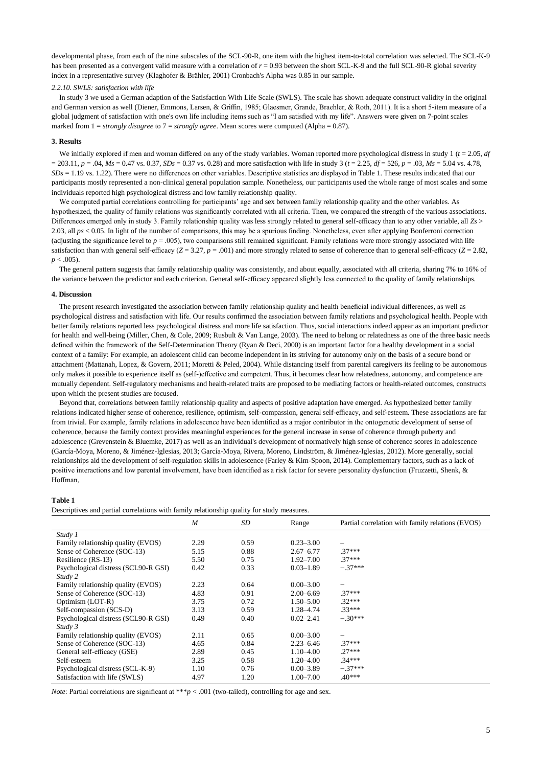developmental phase, from each of the nine subscales of the SCL-90-R, one item with the highest item-to-total correlation was selected. The SCL-K-9 has been presented as a convergent valid measure with a correlation of $r = 0.93$ between the short SCL-K-9 and the full SCL-90-R global severity index in a representative survey (Klaghofer & Brähler, 2001) Cronbach's Alpha was 0.85 in our sample.

*2.2.10. SWLS: satisfaction with life*

In study 3 we used a German adaption of the Satisfaction With Life Scale (SWLS). The scale has shown adequate construct validity in the original and German version as well (Diener, Emmons, Larsen, & Griffin, 1985; Glaesmer, Grande, Braehler, & Roth, 2011). It is a short 5-item measure of a global judgment of satisfaction with one's own life including items such as "I am satisfied with my life". Answers were given on 7-point scales marked from 1 = *strongly disagree* to 7 = *strongly agree*. Mean scores were computed (Alpha = 0.87).

## 3. Results

We initially explored if men and woman differed on any of the study variables. Woman reported more psychological distress in study 1 ($t = 2.05$, $df = 203.11$, $p = .04$, $Ms = 0.47$ vs. 0.37, $SDs = 0.37$ vs. 0.28) and more satisfaction with life in study 3 ($t = 2.25$, $df = 526$, $p = .03$, $Ms = 5.04$ vs. 4.78, $SDs = 1.19$ vs. 1.22). There were no differences on other variables. Descriptive statistics are displayed in Table 1. These results indicated that our participants mostly represented a non-clinical general population sample. Nonetheless, our participants used the whole range of most scales and some individuals reported high psychological distress and low family relationship quality.

We computed partial correlations controlling for participants' age and sex between family relationship quality and the other variables. As hypothesized, the quality of family relations was significantly correlated with all criteria. Then, we compared the strength of the various associations. Differences emerged only in study 3. Family relationship quality was less strongly related to general self-efficacy than to any other variable, all $Zs > 2.03$, all $ps < 0.05$. In light of the number of comparisons, this may be a spurious finding. Nonetheless, even after applying Bonferroni correction (adjusting the significance level to $p = .005$), two comparisons still remained significant. Family relations were more strongly associated with life satisfaction than with general self-efficacy ($Z = 3.27$, $p = .001$) and more strongly related to sense of coherence than to general self-efficacy ($Z = 2.82$, $p < .005$).

The general pattern suggests that family relationship quality was consistently, and about equally, associated with all criteria, sharing 7% to 16% of the variance between the predictor and each criterion. General self-efficacy appeared slightly less connected to the quality of family relationships.

## 4. Discussion

The present research investigated the association between family relationship quality and health beneficial individual differences, as well as psychological distress and satisfaction with life. Our results confirmed the association between family relations and psychological health. People with better family relations reported less psychological distress and more life satisfaction. Thus, social interactions indeed appear as an important predictor for health and well-being (Miller, Chen, & Cole, 2009; Rusbult & Van Lange, 2003). The need to belong or relatedness as one of the three basic needs defined within the framework of the Self-Determination Theory (Ryan & Deci, 2000) is an important factor for a healthy development in a social context of a family: For example, an adolescent child can become independent in its striving for autonomy only on the basis of a secure bond or attachment (Mattanah, Lopez, & Govern, 2011; Moretti & Peled, 2004). While distancing itself from parental caregivers its feeling to be autonomous only makes it possible to experience itself as (self-)effective and competent. Thus, it becomes clear how relatedness, autonomy, and competence are mutually dependent. Self-regulatory mechanisms and health-related traits are proposed to be mediating factors or health-related outcomes, constructs upon which the present studies are focused.

Beyond that, correlations between family relationship quality and aspects of positive adaptation have emerged. As hypothesized better family relations indicated higher sense of coherence, resilience, optimism, self-compassion, general self-efficacy, and self-esteem. These associations are far from trivial. For example, family relations in adolescence have been identified as a major contributor in the ontogenetic development of sense of coherence, because the family context provides meaningful experiences for the general increase in sense of coherence through puberty and adolescence (Grevenstein & Bluemke, 2017) as well as an individual's development of normatively high sense of coherence scores in adolescence (García-Moya, Moreno, & Jiménez-Iglesias, 2013; García-Moya, Rivera, Moreno, Lindström, & Jiménez-Iglesias, 2012). More generally, social relationships aid the development of self-regulation skills in adolescence (Farley & Kim-Spoon, 2014). Complementary factors, such as a lack of positive interactions and low parental involvement, have been identified as a risk factor for severe personality dysfunction (Fruzzetti, Shenk, & Hoffman,

**Table 1**

Descriptives and partial correlations with family relationship quality for study measures.

| | *M* | *SD* | Range | Partial correlation with family relations (EVOS) |
|---|---|---|---|---|
| *Study 1* | | | | |
| Family relationship quality (EVOS) | 2.29 | 0.59 | 0.23–3.00 | – |
| Sense of Coherence (SOC-13) | 5.15 | 0.88 | 2.67–6.77 | .37*** |
| Resilience (RS-13) | 5.50 | 0.75 | 1.92–7.00 | .37*** |
| Psychological distress (SCL90-R GSI) | 0.42 | 0.33 | 0.03–1.89 | −.37*** |
| *Study 2* | | | | |
| Family relationship quality (EVOS) | 2.23 | 0.64 | 0.00–3.00 | – |
| Sense of Coherence (SOC-13) | 4.83 | 0.91 | 2.00–6.69 | .37*** |
| Optimism (LOT-R) | 3.75 | 0.72 | 1.50–5.00 | .32*** |
| Self-compassion (SCS-D) | 3.13 | 0.59 | 1.28–4.74 | .33*** |
| Psychological distress (SCL90-R GSI) | 0.49 | 0.40 | 0.02–2.41 | −.30*** |
| *Study 3* | | | | |
| Family relationship quality (EVOS) | 2.11 | 0.65 | 0.00–3.00 | – |
| Sense of Coherence (SOC-13) | 4.65 | 0.84 | 2.23–6.46 | .37*** |
| General self-efficacy (GSE) | 2.89 | 0.45 | 1.10–4.00 | .27*** |
| Self-esteem | 3.25 | 0.58 | 1.20–4.00 | .34*** |
| Psychological distress (SCL-K-9) | 1.10 | 0.76 | 0.00–3.89 | −.37*** |
| Satisfaction with life (SWLS) | 4.97 | 1.20 | 1.00–7.00 | .40*** |

*Note*: Partial correlations are significant at ***$p < .001$ (two-tailed), controlling for age and sex.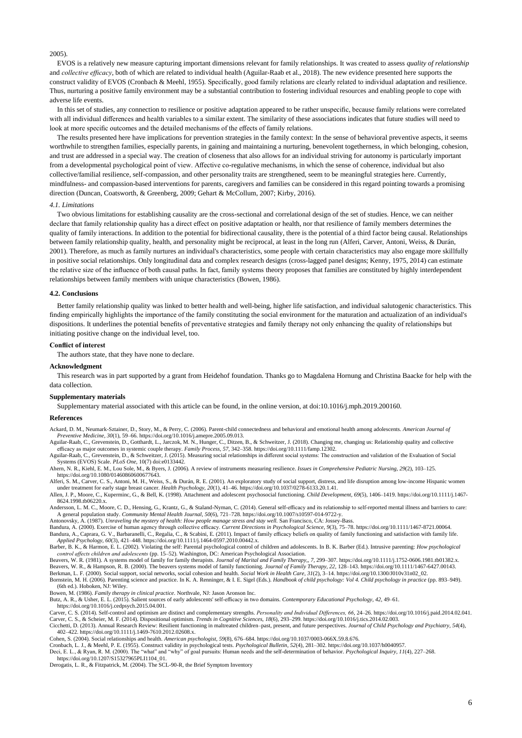2005).

EVOS is a relatively new measure capturing important dimensions relevant for family relationships. It was created to assess *quality of relationship* and *collective efficacy*, both of which are related to individual health (Aguilar-Raab et al., 2018). The new evidence presented here supports the construct validity of EVOS (Cronbach & Meehl, 1955). Specifically, good family relations are clearly related to individual adaptation and resilience. Thus, nurturing a positive family environment may be a substantial contribution to fostering individual resources and enabling people to cope with adverse life events.

In this set of studies, any connection to resilience or positive adaptation appeared to be rather unspecific, because family relations were correlated with all individual differences and health variables to a similar extent. The similarity of these associations indicates that future studies will need to look at more specific outcomes and the detailed mechanisms of the effects of family relations.

The results presented here have implications for prevention strategies in the family context: In the sense of behavioral preventive aspects, it seems worthwhile to strengthen families, especially parents, in gaining and maintaining a nurturing, benevolent togetherness, in which belonging, cohesion, and trust are addressed in a special way. The creation of closeness that also allows for an individual striving for autonomy is particularly important from a developmental psychological point of view. Affective co-regulative mechanisms, in which the sense of coherence, individual but also collective/familial resilience, self-compassion, and other personality traits are strengthened, seem to be meaningful strategies here. Currently, mindfulness- and compassion-based interventions for parents, caregivers and families can be considered in this regard pointing towards a promising direction (Duncan, Coatsworth, & Greenberg, 2009; Gehart & McCollum, 2007; Kirby, 2016).

### *4.1. Limitations*

Two obvious limitations for establishing causality are the cross-sectional and correlational design of the set of studies. Hence, we can neither declare that family relationship quality has a direct effect on positive adaptation or health, nor that resilience of family members determines the quality of family interactions. In addition to the potential for bidirectional causality, there is the potential of a third factor being causal. Relationships between family relationship quality, health, and personality might be reciprocal, at least in the long run (Alferi, Carver, Antoni, Weiss, & Durán, 2001). Therefore, as much as family nurtures an individual's characteristics, some people with certain characteristics may also engage more skillfully in positive social relationships. Only longitudinal data and complex research designs (cross-lagged panel designs; Kenny, 1975, 2014) can estimate the relative size of the influence of both causal paths. In fact, family systems theory proposes that families are constituted by highly interdependent relationships between family members with unique characteristics (Bowen, 1986).

### **4.2. Conclusions**

Better family relationship quality was linked to better health and well-being, higher life satisfaction, and individual salutogenic characteristics. This finding empirically highlights the importance of the family constituting the social environment for the maturation and actualization of an individual's dispositions. It underlines the potential benefits of preventative strategies and family therapy not only enhancing the quality of relationships but initiating positive change on the individual level, too.

## **Conflict of interest**

The authors state, that they have none to declare.

## **Acknowledgment**

This research was in part supported by a grant from Heidehof foundation. Thanks go to Magdalena Hornung and Christina Baacke for help with the data collection.

## **Supplementary materials**

Supplementary material associated with this article can be found, in the online version, at doi:10.1016/j.mph.2019.200160.

## **References**

Ackard, D. M., Neumark-Sztainer, D., Story, M., & Perry, C. (2006). Parent-child connectedness and behavioral and emotional health among adolescents. *American Journal of Preventive Medicine*, *30*(1), 59–66. https://doi.org/10.1016/j.amepre.2005.09.013.

Aguilar-Raab, C., Grevenstein, D., Gotthardt, L., Jarczok, M. N., Hunger, C., Ditzen, B., & Schweitzer, J. (2018). Changing me, changing us: Relationship quality and collective efficacy as major outcomes in systemic couple therapy. *Family Process*, *57*, 342–358. https://doi.org/10.1111/famp.12302.

Aguilar-Raab, C., Grevenstein, D., & Schweitzer, J. (2015). Measuring social relationships in different social systems: The construction and validation of the Evaluation of Social Systems (EVOS) Scale. *PLoS One*, 10(7) doi:e0133442.

Ahern, N. R., Kiehl, E. M., Lou Sole, M., & Byers, J. (2006). A review of instruments measuring resilience. *Issues in Comprehensive Pediatric Nursing*, *29*(2), 103–125. https://doi.org/10.1080/01460860600677643.

Alferi, S. M., Carver, C. S., Antoni, M. H., Weiss, S., & Durán, R. E. (2001). An exploratory study of social support, distress, and life disruption among low-income Hispanic women under treatment for early stage breast cancer. *Health Psychology*, *20*(1), 41–46. https://doi.org/10.1037/0278-6133.20.1.41.

Allen, J. P., Moore, C., Kuperminc, G., & Bell, K. (1998). Attachment and adolescent psychosocial functioning. *Child Development*, *69*(5), 1406–1419. https://doi.org/10.1111/j.1467-8624.1998.tb06220.x.

Andersson, L. M. C., Moore, C. D., Hensing, G., Krantz, G., & Staland-Nyman, C. (2014). General self-efficacy and its relationship to self-reported mental illness and barriers to care: A general population study. *Community Mental Health Journal*, *50*(6), 721–728. https://doi.org/10.1007/s10597-014-9722-y.

Antonovsky, A. (1987). *Unraveling the mystery of health: How people manage stress and stay well*. San Francisco, CA: Jossey-Bass.

Bandura, A. (2000). Exercise of human agency through collective efficacy. *Current Directions in Psychological Science*, *9*(3), 75–78. https://doi.org/10.1111/1467-8721.00064.

Bandura, A., Caprara, G. V., Barbaranelli, C., Regalia, C., & Scabini, E. (2011). Impact of family efficacy beliefs on quality of family functioning and satisfaction with family life. *Applied Psychology*, *60*(3), 421–448. https://doi.org/10.1111/j.1464-0597.2010.00442.x.

Barber, B. K., & Harmon, E. L. (2002). Violating the self: Parental psychological control of children and adolescents. In B. K. Barber (Ed.). Intrusive parenting: *How psychological control affects children and adolescents* (pp. 15–52). Washington, DC: American Psychological Association.

Beavers, W. R. (1981). A systems model of family for family therapists. *Journal of Marital and Family Therapy*,, *7*, 299–307. https://doi.org/10.1111/j.1752-0606.1981.tb01382.x.

Beavers, W. R., & Hampson, R. B. (2000). The beavers systems model of family functioning. *Journal of Family Therapy*, *22*, 128–143. https://doi.org/10.1111/1467-6427.00143.

Berkman, L. F. (2000). Social support, social networks, social cohesion and health. *Social Work in Health Care*, *31*(2), 3–14. https://doi.org/10.1300/J010v31n02_02.

Bornstein, M. H. (2006). Parenting science and practice. In K. A. Renninger, & I. E. Sigel (Eds.). *Handbook of child psychology: Vol 4. Child psychology in practice* (pp. 893–949). (6th ed.). Hoboken, NJ: Wiley.

Bowen, M. (1986). *Family therapy in clinical practice*. Northvale, NJ: Jason Aronson Inc.

Butz, A. R., & Usher, E. L. (2015). Salient sources of early adolescents' self-efficacy in two domains. *Contemporary Educational Psychology*, *42*, 49–61. https://doi.org/10.1016/j.cedpsych.2015.04.001.

Carver, C. S. (2014). Self-control and optimism are distinct and complementary strengths. *Personality and Individual Differences, 66*, 24–26. https://doi.org/10.1016/j.paid.2014.02.041.

Carver, C. S., & Scheier, M. F. (2014). Dispositional optimism. *Trends in Cognitive Sciences*, *18*(6), 293–299. https://doi.org/10.1016/j.tics.2014.02.003.

Cicchetti, D. (2013). Annual Research Review: Resilient functioning in maltreated children–past, present, and future perspectives. *Journal of Child Psychology and Psychiatry*, *54*(4), 402–422. https://doi.org/10.1111/j.1469-7610.2012.02608.x.

Cohen, S. (2004). Social relationships and health. *American psychologist*, *59*(8), 676–684. https://doi.org/10.1037/0003-066X.59.8.676.

Cronbach, L. J., & Meehl, P. E. (1955). Construct validity in psychological tests. *Psychological Bulletin*, *52*(4), 281–302. https://doi.org/10.1037/h0040957.

Deci, E. L., & Ryan, R. M. (2000). The "what" and "why" of goal pursuits: Human needs and the self-determination of behavior. *Psychological Inquiry*, *11*(4), 227–268. https://doi.org/10.1207/S15327965PLI1104_01.

Derogatis, L. R., & Fitzpatrick, M. (2004). The SCL-90-R, the Brief Symptom Inventory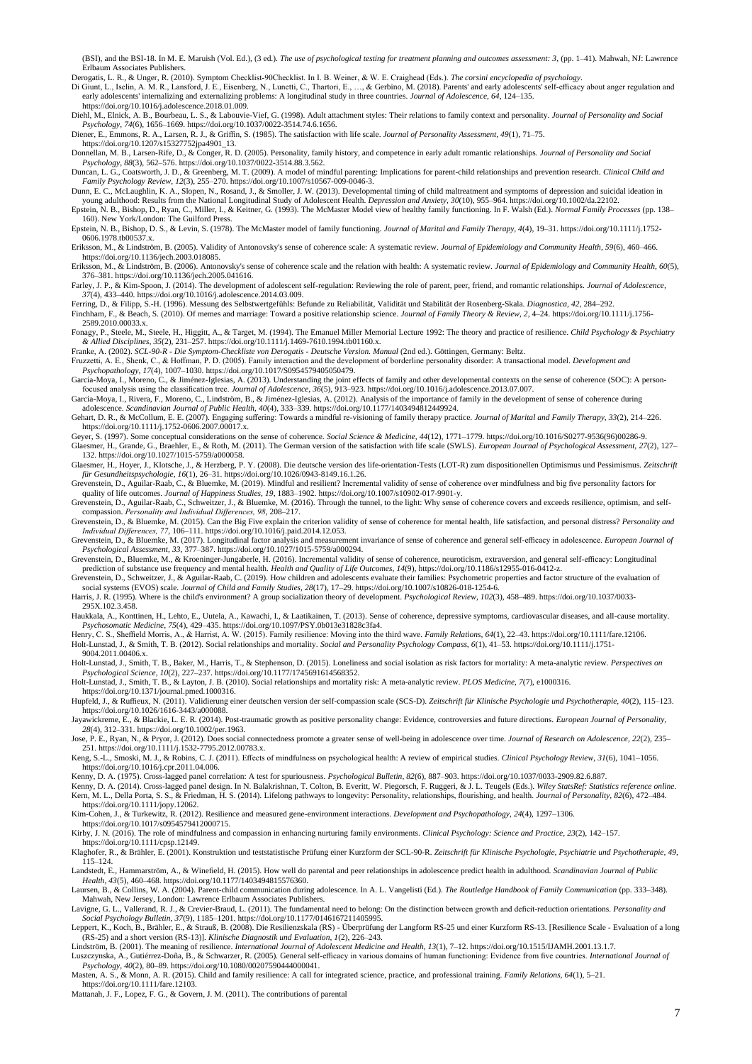(BSI), and the BSI-18. In M. E. Maruish (Vol. Ed.), (3 ed.). *The use of psychological testing for treatment planning and outcomes assessment: 3*, (pp. 1–41). Mahwah, NJ: Lawrence Erlbaum Associates Publishers.

Derogatis, L. R., & Unger, R. (2010). Symptom Checklist-90Checklist. In I. B. Weiner, & W. E. Craighead (Eds.). *The corsini encyclopedia of psychology*.

Di Giunt, L., Iselin, A. M. R., Lansford, J. E., Eisenberg, N., Lunetti, C., Thartori, E., …, & Gerbino, M. (2018). Parents' and early adolescents' self-efficacy about anger regulation and early adolescents' internalizing and externalizing problems: A longitudinal study in three countries. *Journal of Adolescence, 64*, 124–135. https://doi.org/10.1016/j.adolescence.2018.01.009.

Diehl, M., Elnick, A. B., Bourbeau, L. S., & Labouvie-Vief, G. (1998). Adult attachment styles: Their relations to family context and personality. *Journal of Personality and Social Psychology, 74*(6), 1656–1669. https://doi.org/10.1037/0022-3514.74.6.1656.

Diener, E., Emmons, R. A., Larsen, R. J., & Griffin, S. (1985). The satisfaction with life scale. *Journal of Personality Assessment, 49*(1), 71–75. https://doi.org/10.1207/s15327752jpa4901_13.

Donnellan, M. B., Larsen-Rife, D., & Conger, R. D. (2005). Personality, family history, and competence in early adult romantic relationships. *Journal of Personality and Social Psychology, 88*(3), 562–576. https://doi.org/10.1037/0022-3514.88.3.562.

Duncan, L. G., Coatsworth, J. D., & Greenberg, M. T. (2009). A model of mindful parenting: Implications for parent-child relationships and prevention research. *Clinical Child and Family Psychology Review, 12*(3), 255–270. https://doi.org/10.1007/s10567-009-0046-3.

Dunn, E. C., McLaughlin, K. A., Slopen, N., Rosand, J., & Smoller, J. W. (2013). Developmental timing of child maltreatment and symptoms of depression and suicidal ideation in young adulthood: Results from the National Longitudinal Study of Adolescent Health. *Depression and Anxiety, 30*(10), 955–964. https://doi.org/10.1002/da.22102.

Epstein, N. B., Bishop, D., Ryan, C., Miller, I., & Keitner, G. (1993). The McMaster Model view of healthy family functioning. In F. Walsh (Ed.). *Normal Family Processes* (pp. 138–160). New York/London: The Guilford Press.

Epstein, N. B., Bishop, D. S., & Levin, S. (1978). The McMaster model of family functioning. *Journal of Marital and Family Therapy, 4*(4), 19–31. https://doi.org/10.1111/j.1752-0606.1978.tb00537.x.

Eriksson, M., & Lindström, B. (2005). Validity of Antonovsky's sense of coherence scale: A systematic review. *Journal of Epidemiology and Community Health, 59*(6), 460–466. https://doi.org/10.1136/jech.2003.018085.

Eriksson, M., & Lindström, B. (2006). Antonovsky's sense of coherence scale and the relation with health: A systematic review. *Journal of Epidemiology and Community Health, 60*(5), 376–381. https://doi.org/10.1136/jech.2005.041616.

Farley, J. P., & Kim-Spoon, J. (2014). The development of adolescent self-regulation: Reviewing the role of parent, peer, friend, and romantic relationships. *Journal of Adolescence, 37*(4), 433–440. https://doi.org/10.1016/j.adolescence.2014.03.009.

Ferring, D., & Filipp, S.-H. (1996). Messung des Selbstwertgefühls: Befunde zu Reliabilität, Validität und Stabilität der Rosenberg-Skala. *Diagnostica, 42*, 284–292.

Finchham, F., & Beach, S. (2010). Of memes and marriage: Toward a positive relationship science. *Journal of Family Theory & Review, 2*, 4–24. https://doi.org/10.1111/j.1756-2589.2010.00033.x.

Fonagy, P., Steele, M., Steele, H., Higgitt, A., & Target, M. (1994). The Emanuel Miller Memorial Lecture 1992: The theory and practice of resilience. *Child Psychology & Psychiatry & Allied Disciplines, 35*(2), 231–257. https://doi.org/10.1111/j.1469-7610.1994.tb01160.x.

Franke, A. (2002). *SCL-90-R - Die Symptom-Checkliste von Derogatis - Deutsche Version. Manual* (2nd ed.). Göttingen, Germany: Beltz.

Fruzzetti, A. E., Shenk, C., & Hoffman, P. D. (2005). Family interaction and the development of borderline personality disorder: A transactional model. *Development and Psychopathology, 17*(4), 1007–1030. https://doi.org/10.1017/S0954579405050479.

García-Moya, I., Moreno, C., & Jiménez-Iglesias, A. (2013). Understanding the joint effects of family and other developmental contexts on the sense of coherence (SOC): A person-focused analysis using the classification tree. *Journal of Adolescence, 36*(5), 913–923. https://doi.org/10.1016/j.adolescence.2013.07.007.

García-Moya, I., Rivera, F., Moreno, C., Lindström, B., & Jiménez-Iglesias, A. (2012). Analysis of the importance of family in the development of sense of coherence during adolescence. *Scandinavian Journal of Public Health, 40*(4), 333–339. https://doi.org/10.1177/1403494812449924.

Gehart, D. R., & McCollum, E. E. (2007). Engaging suffering: Towards a mindful re-visioning of family therapy practice. *Journal of Marital and Family Therapy, 33*(2), 214–226. https://doi.org/10.1111/j.1752-0606.2007.00017.x.

Geyer, S. (1997). Some conceptual considerations on the sense of coherence. *Social Science & Medicine, 44*(12), 1771–1779. https://doi.org/10.1016/S0277-9536(96)00286-9.

Glaesmer, H., Grande, G., Braehler, E., & Roth, M. (2011). The German version of the satisfaction with life scale (SWLS). *European Journal of Psychological Assessment, 27*(2), 127–132. https://doi.org/10.1027/1015-5759/a000058.

Glaesmer, H., Hoyer, J., Klotsche, J., & Herzberg, P. Y. (2008). Die deutsche version des life-orientation-Tests (LOT-R) zum dispositionellen Optimismus und Pessimismus. *Zeitschrift für Gesundheitspsychologie, 16*(1), 26–31. https://doi.org/10.1026/0943-8149.16.1.26.

Grevenstein, D., Aguilar-Raab, C., & Bluemke, M. (2019). Mindful and resilient? Incremental validity of sense of coherence over mindfulness and big five personality factors for quality of life outcomes. *Journal of Happiness Studies, 19*, 1883–1902. https://doi.org/10.1007/s10902-017-9901-y.

Grevenstein, D., Aguilar-Raab, C., Schweitzer, J., & Bluemke, M. (2016). Through the tunnel, to the light: Why sense of coherence covers and exceeds resilience, optimism, and self-compassion. *Personality and Individual Differences, 98*, 208–217.

Grevenstein, D., & Bluemke, M. (2015). Can the Big Five explain the criterion validity of sense of coherence for mental health, life satisfaction, and personal distress? *Personality and Individual Differences, 77*, 106–111. https://doi.org/10.1016/j.paid.2014.12.053.

Grevenstein, D., & Bluemke, M. (2017). Longitudinal factor analysis and measurement invariance of sense of coherence and general self-efficacy in adolescence. *European Journal of Psychological Assessment, 33*, 377–387. https://doi.org/10.1027/1015-5759/a000294.

Grevenstein, D., Bluemke, M., & Kroeninger-Jungaberle, H. (2016). Incremental validity of sense of coherence, neuroticism, extraversion, and general self-efficacy: Longitudinal prediction of substance use frequency and mental health. *Health and Quality of Life Outcomes, 14*(9), https://doi.org/10.1186/s12955-016-0412-z.

Grevenstein, D., Schweitzer, J., & Aguilar-Raab, C. (2019). How children and adolescents evaluate their families: Psychometric properties and factor structure of the evaluation of social systems (EVOS) scale. *Journal of Child and Family Studies, 28*(17), 17–29. https://doi.org/10.1007/s10826-018-1254-6.

Harris, J. R. (1995). Where is the child's environment? A group socialization theory of development. *Psychological Review, 102*(3), 458–489. https://doi.org/10.1037/0033-295X.102.3.458.

Haukkala, A., Konttinen, H., Lehto, E., Uutela, A., Kawachi, I., & Laatikainen, T. (2013). Sense of coherence, depressive symptoms, cardiovascular diseases, and all-cause mortality. *Psychosomatic Medicine, 75*(4), 429–435. https://doi.org/10.1097/PSY.0b013e31828c3fa4.

Henry, C. S., Sheffield Morris, A., & Harrist, A. W. (2015). Family resilience: Moving into the third wave. *Family Relations, 64*(1), 22–43. https://doi.org/10.1111/fare.12106.

Holt-Lunstad, J., & Smith, T. B. (2012). Social relationships and mortality. *Social and Personality Psychology Compass, 6*(1), 41–53. https://doi.org/10.1111/j.1751-9004.2011.00406.x.

Holt-Lunstad, J., Smith, T. B., Baker, M., Harris, T., & Stephenson, D. (2015). Loneliness and social isolation as risk factors for mortality: A meta-analytic review. *Perspectives on Psychological Science, 10*(2), 227–237. https://doi.org/10.1177/1745691614568352.

Holt-Lunstad, J., Smith, T. B., & Layton, J. B. (2010). Social relationships and mortality risk: A meta-analytic review. *PLOS Medicine, 7*(7), e1000316. https://doi.org/10.1371/journal.pmed.1000316.

Hupfeld, J., & Ruffieux, N. (2011). Validierung einer deutschen version der self-compassion scale (SCS-D). *Zeitschrift für Klinische Psychologie und Psychotherapie, 40*(2), 115–123. https://doi.org/10.1026/1616-3443/a000088.

Jayawickreme, E., & Blackie, L. E. R. (2014). Post-traumatic growth as positive personality change: Evidence, controversies and future directions. *European Journal of Personality, 28*(4), 312–331. https://doi.org/10.1002/per.1963.

Jose, P. E., Ryan, N., & Pryor, J. (2012). Does social connectedness promote a greater sense of well-being in adolescence over time. *Journal of Research on Adolescence, 22*(2), 235–251. https://doi.org/10.1111/j.1532-7795.2012.00783.x.

Keng, S.-L., Smoski, M. J., & Robins, C. J. (2011). Effects of mindfulness on psychological health: A review of empirical studies. *Clinical Psychology Review, 31*(6), 1041–1056. https://doi.org/10.1016/j.cpr.2011.04.006.

Kenny, D. A. (1975). Cross-lagged panel correlation: A test for spuriousness. *Psychological Bulletin, 82*(6), 887–903. https://doi.org/10.1037/0033-2909.82.6.887.

Kenny, D. A. (2014). Cross-lagged panel design. In N. Balakrishnan, T. Colton, B. Everitt, W. Piegorsch, F. Ruggeri, & J. L. Teugels (Eds.). *Wiley StatsRef: Statistics reference online*.

Kern, M. L., Della Porta, S. S., & Friedman, H. S. (2014). Lifelong pathways to longevity: Personality, relationships, flourishing, and health. *Journal of Personality, 82*(6), 472–484. https://doi.org/10.1111/jopy.12062.

Kim-Cohen, J., & Turkewitz, R. (2012). Resilience and measured gene-environment interactions. *Development and Psychopathology, 24*(4), 1297–1306. https://doi.org/10.1017/s0954579412000715.

Kirby, J. N. (2016). The role of mindfulness and compassion in enhancing nurturing family environments. *Clinical Psychology: Science and Practice, 23*(2), 142–157. https://doi.org/10.1111/cpsp.12149.

Klaghofer, R., & Brähler, E. (2001). Konstruktion und teststatistische Prüfung einer Kurzform der SCL-90-R. *Zeitschrift für Klinische Psychologie, Psychiatrie und Psychotherapie, 49*, 115–124.

Landstedt, E., Hammarström, A., & Winefield, H. (2015). How well do parental and peer relationships in adolescence predict health in adulthood. *Scandinavian Journal of Public Health, 43*(5), 460–468. https://doi.org/10.1177/1403494815576360.

Laursen, B., & Collins, W. A. (2004). Parent-child communication during adolescence. In A. L. Vangelisti (Ed.). *The Routledge Handbook of Family Communication* (pp. 333–348). Mahwah, New Jersey, London: Lawrence Erlbaum Associates Publishers.

Lavigne, G. L., Vallerand, R. J., & Crevier-Braud, L. (2011). The fundamental need to belong: On the distinction between growth and deficit-reduction orientations. *Personality and Social Psychology Bulletin, 37*(9), 1185–1201. https://doi.org/10.1177/0146167211405995.

Leppert, K., Koch, B., Brähler, E., & Strauß, B. (2008). Die Resilienzskala (RS) - Überprüfung der Langform RS-25 und einer Kurzform RS-13. [Resilience Scale - Evaluation of a long (RS-25) and a short version (RS-13)]. *Klinische Diagnostik und Evaluation, 1*(2), 226–243.

Lindström, B. (2001). The meaning of resilience. *International Journal of Adolescent Medicine and Health, 13*(1), 7–12. https://doi.org/10.1515/IJAMH.2001.13.1.7.

Luszczynska, A., Gutiérrez-Doña, B., & Schwarzer, R. (2005). General self-efficacy in various domains of human functioning: Evidence from five countries. *International Journal of Psychology, 40*(2), 80–89. https://doi.org/10.1080/00207590444000041.

Masten, A. S., & Monn, A. R. (2015). Child and family resilience: A call for integrated science, practice, and professional training. *Family Relations, 64*(1), 5–21. https://doi.org/10.1111/fare.12103.

Mattanah, J. F., Lopez, F. G., & Govern, J. M. (2011). The contributions of parental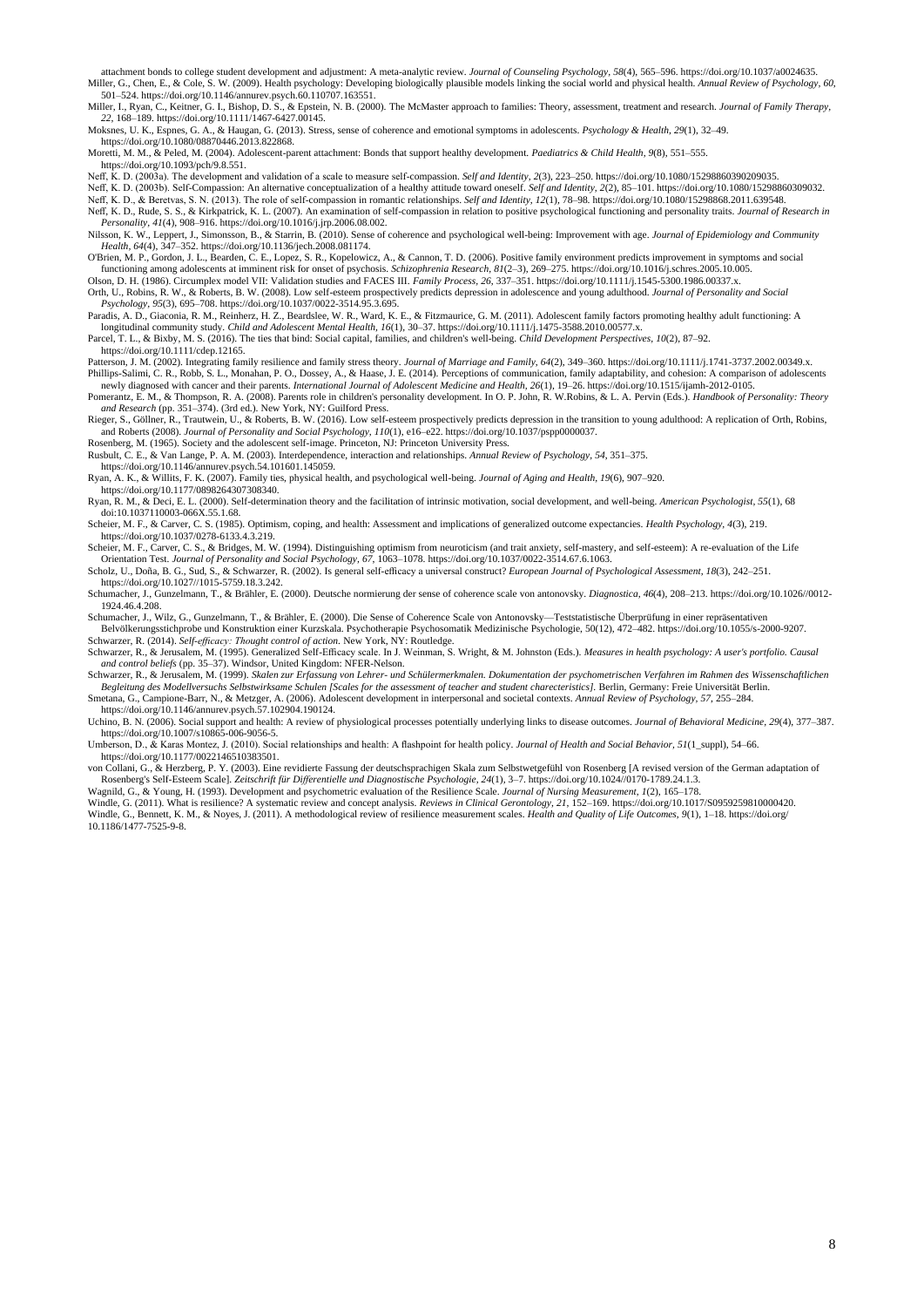attachment bonds to college student development and adjustment: A meta-analytic review. *Journal of Counseling Psychology*, *58*(4), 565–596. https://doi.org/10.1037/a0024635.

Miller, G., Chen, E., & Cole, S. W. (2009). Health psychology: Developing biologically plausible models linking the social world and physical health. *Annual Review of Psychology*, *60*, 501–524. https://doi.org/10.1146/annurev.psych.60.110707.163551.

Miller, I., Ryan, C., Keitner, G. I., Bishop, D. S., & Epstein, N. B. (2000). The McMaster approach to families: Theory, assessment, treatment and research. *Journal of Family Therapy*, *22*, 168–189. https://doi.org/10.1111/1467-6427.00145.

Moksnes, U. K., Espnes, G. A., & Haugan, G. (2013). Stress, sense of coherence and emotional symptoms in adolescents. *Psychology & Health*, *29*(1), 32–49. https://doi.org/10.1080/08870446.2013.822868.

Moretti, M. M., & Peled, M. (2004). Adolescent-parent attachment: Bonds that support healthy development. *Paediatrics & Child Health*, *9*(8), 551–555. https://doi.org/10.1093/pch/9.8.551.

Neff, K. D. (2003a). The development and validation of a scale to measure self-compassion. *Self and Identity*, *2*(3), 223–250. https://doi.org/10.1080/15298860390209035.

Neff, K. D. (2003b). Self-Compassion: An alternative conceptualization of a healthy attitude toward oneself. *Self and Identity*, *2*(2), 85–101. https://doi.org/10.1080/15298860309032.

Neff, K. D., & Beretvas, S. N. (2013). The role of self-compassion in romantic relationships. *Self and Identity*, *12*(1), 78–98. https://doi.org/10.1080/15298868.2011.639548.

Neff, K. D., Rude, S. S., & Kirkpatrick, K. L. (2007). An examination of self-compassion in relation to positive psychological functioning and personality traits. *Journal of Research in Personality*, *41*(4), 908–916. https://doi.org/10.1016/j.jrp.2006.08.002.

Nilsson, K. W., Leppert, J., Simonsson, B., & Starrin, B. (2010). Sense of coherence and psychological well-being: Improvement with age. *Journal of Epidemiology and Community Health*, *64*(4), 347–352. https://doi.org/10.1136/jech.2008.081174.

O'Brien, M. P., Gordon, J. L., Bearden, C. E., Lopez, S. R., Kopelowicz, A., & Cannon, T. D. (2006). Positive family environment predicts improvement in symptoms and social functioning among adolescents at imminent risk for onset of psychosis. *Schizophrenia Research*, *81*(2–3), 269–275. https://doi.org/10.1016/j.schres.2005.10.005.

Olson, D. H. (1986). Circumplex model VII: Validation studies and FACES III. *Family Process*, *26*, 337–351. https://doi.org/10.1111/j.1545-5300.1986.00337.x.

Orth, U., Robins, R. W., & Roberts, B. W. (2008). Low self-esteem prospectively predicts depression in adolescence and young adulthood. *Journal of Personality and Social Psychology*, *95*(3), 695–708. https://doi.org/10.1037/0022-3514.95.3.695.

Paradis, A. D., Giaconia, R. M., Reinherz, H. Z., Beardslee, W. R., Ward, K. E., & Fitzmaurice, G. M. (2011). Adolescent family factors promoting healthy adult functioning: A longitudinal community study. *Child and Adolescent Mental Health*, *16*(1), 30–37. https://doi.org/10.1111/j.1475-3588.2010.00577.x.

Parcel, T. L., & Bixby, M. S. (2016). The ties that bind: Social capital, families, and children's well-being. *Child Development Perspectives*, *10*(2), 87–92. https://doi.org/10.1111/cdep.12165.

Patterson, J. M. (2002). Integrating family resilience and family stress theory. *Journal of Marriage and Family*, *64*(2), 349–360. https://doi.org/10.1111/j.1741-3737.2002.00349.x.

Phillips-Salimi, C. R., Robb, S. L., Monahan, P. O., Dossey, A., & Haase, J. E. (2014). Perceptions of communication, family adaptability, and cohesion: A comparison of adolescents newly diagnosed with cancer and their parents. *International Journal of Adolescent Medicine and Health*, *26*(1), 19–26. https://doi.org/10.1515/ijamh-2012-0105.

Pomerantz, E. M., & Thompson, R. A. (2008). Parents role in children's personality development. In O. P. John, R. W.Robins, & L. A. Pervin (Eds.). *Handbook of Personality: Theory and Research* (pp. 351–374). (3rd ed.). New York, NY: Guilford Press.

Rieger, S., Göllner, R., Trautwein, U., & Roberts, B. W. (2016). Low self-esteem prospectively predicts depression in the transition to young adulthood: A replication of Orth, Robins, and Roberts (2008). *Journal of Personality and Social Psychology*, *110*(1), e16–e22. https://doi.org/10.1037/pspp0000037.

Rosenberg, M. (1965). Society and the adolescent self-image. Princeton, NJ: Princeton University Press.

Rusbult, C. E., & Van Lange, P. A. M. (2003). Interdependence, interaction and relationships. *Annual Review of Psychology*, *54*, 351–375. https://doi.org/10.1146/annurev.psych.54.101601.145059.

Ryan, A. K., & Willits, F. K. (2007). Family ties, physical health, and psychological well-being. *Journal of Aging and Health*, *19*(6), 907–920. https://doi.org/10.1177/0898264307308340.

Ryan, R. M., & Deci, E. L. (2000). Self-determination theory and the facilitation of intrinsic motivation, social development, and well-being. *American Psychologist*, *55*(1), 68 doi:10.1037110003-066X.55.1.68.

Scheier, M. F., & Carver, C. S. (1985). Optimism, coping, and health: Assessment and implications of generalized outcome expectancies. *Health Psychology*, *4*(3), 219. https://doi.org/10.1037/0278-6133.4.3.219.

Scheier, M. F., Carver, C. S., & Bridges, M. W. (1994). Distinguishing optimism from neuroticism (and trait anxiety, self-mastery, and self-esteem): A re-evaluation of the Life Orientation Test. *Journal of Personality and Social Psychology*, *67*, 1063–1078. https://doi.org/10.1037/0022-3514.67.6.1063.

Scholz, U., Doña, B. G., Sud, S., & Schwarzer, R. (2002). Is general self-efficacy a universal construct? *European Journal of Psychological Assessment*, *18*(3), 242–251. https://doi.org/10.1027//1015-5759.18.3.242.

Schumacher, J., Gunzelmann, T., & Brähler, E. (2000). Deutsche normierung der sense of coherence scale von antonovsky. *Diagnostica*, *46*(4), 208–213. https://doi.org/10.1026//0012-1924.46.4.208.

Schumacher, J., Wilz, G., Gunzelmann, T., & Brähler, E. (2000). Die Sense of Coherence Scale von Antonovsky—Teststatistische Überprüfung in einer repräsentativen Belvölkerungsstichprobe und Konstruktion einer Kurzskala. Psychotherapie Psychosomatik Medizinische Psychologie, 50(12), 472–482. https://doi.org/10.1055/s-2000-9207.

Schwarzer, R. (2014). *Self-efficacy: Thought control of action*. New York, NY: Routledge.

Schwarzer, R., & Jerusalem, M. (1995). Generalized Self-Efficacy scale. In J. Weinman, S. Wright, & M. Johnston (Eds.). *Measures in health psychology: A user's portfolio. Causal and control beliefs* (pp. 35–37). Windsor, United Kingdom: NFER-Nelson.

Schwarzer, R., & Jerusalem, M. (1999). *Skalen zur Erfassung von Lehrer- und Schülermerkmalen. Dokumentation der psychometrischen Verfahren im Rahmen des Wissenschaftlichen Begleitung des Modellversuchs Selbstwirksame Schulen [Scales for the assessment of teacher and student charecteristics]*. Berlin, Germany: Freie Universität Berlin.

Smetana, G., Campione-Barr, N., & Metzger, A. (2006). Adolescent development in interpersonal and societal contexts. *Annual Review of Psychology*, *57*, 255–284. https://doi.org/10.1146/annurev.psych.57.102904.190124.

Uchino, B. N. (2006). Social support and health: A review of physiological processes potentially underlying links to disease outcomes. *Journal of Behavioral Medicine*, *29*(4), 377–387. https://doi.org/10.1007/s10865-006-9056-5.

Umberson, D., & Karas Montez, J. (2010). Social relationships and health: A flashpoint for health policy. *Journal of Health and Social Behavior*, *51*(1_suppl), 54–66. https://doi.org/10.1177/0022146510383501.

von Collani, G., & Herzberg, P. Y. (2003). Eine revidierte Fassung der deutschsprachigen Skala zum Selbstwetgefühl von Rosenberg [A revised version of the German adaptation of Rosenberg's Self-Esteem Scale]. *Zeitschrift für Differentielle und Diagnostische Psychologie*, *24*(1), 3–7. https://doi.org/10.1024//0170-1789.24.1.3.

Wagnild, G., & Young, H. (1993). Development and psychometric evaluation of the Resilience Scale. *Journal of Nursing Measurement*, *1*(2), 165–178.

Windle, G. (2011). What is resilience? A systematic review and concept analysis. *Reviews in Clinical Gerontology*, *21*, 152–169. https://doi.org/10.1017/S0959259810000420.

Windle, G., Bennett, K. M., & Noyes, J. (2011). A methodological review of resilience measurement scales. *Health and Quality of Life Outcomes*, *9*(1), 1–18. https://doi.org/10.1186/1477-7525-9-8.